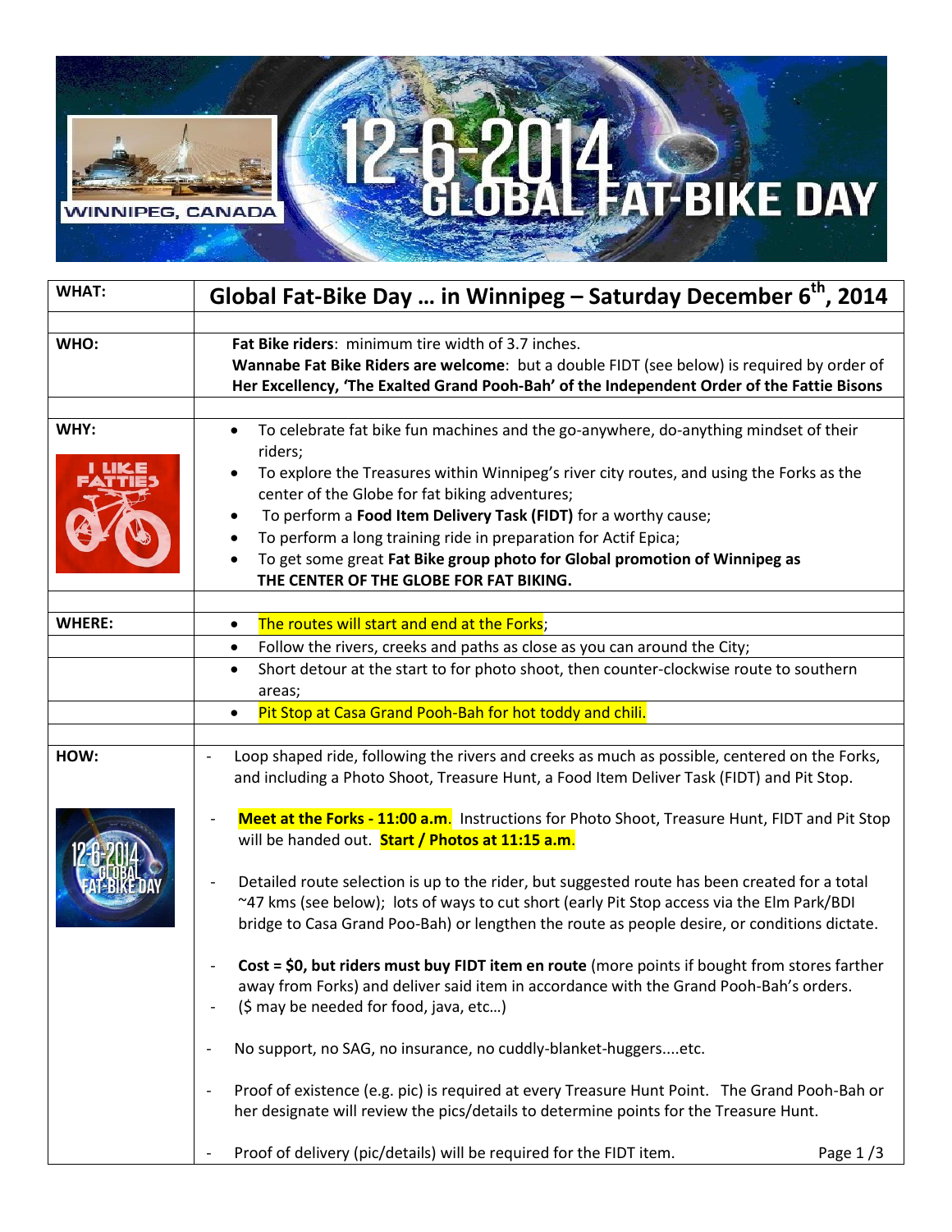WINNIPEG, CANADA

# 12-6-2014 GLOBAL FAT-BIKE DAY

| WHAT: | Global Fat-Bike Day … in Winnipeg – Saturday December 6th, 2014 |
|---|---|
| WHO: | **Fat Bike riders**: minimum tire width of 3.7 inches.<br>**Wannabe Fat Bike Riders are welcome**: but a double FIDT (see below) is required by order of **Her Excellency, 'The Exalted Grand Pooh-Bah' of the Independent Order of the Fattie Bisons** |
| WHY:<br>I LIKE FATTIES | • To celebrate fat bike fun machines and the go-anywhere, do-anything mindset of their riders;<br>• To explore the Treasures within Winnipeg's river city routes, and using the Forks as the center of the Globe for fat biking adventures;<br>• To perform a **Food Item Delivery Task (FIDT)** for a worthy cause;<br>• To perform a long training ride in preparation for Actif Epica;<br>• To get some great **Fat Bike group photo for Global promotion of Winnipeg as THE CENTER OF THE GLOBE FOR FAT BIKING.** |
| WHERE: | • The routes will start and end at the Forks; |
| | • Follow the rivers, creeks and paths as close as you can around the City; |
| | • Short detour at the start to for photo shoot, then counter-clockwise route to southern areas; |
| | • Pit Stop at Casa Grand Pooh-Bah for hot toddy and chili. |
| HOW: | - Loop shaped ride, following the rivers and creeks as much as possible, centered on the Forks, and including a Photo Shoot, Treasure Hunt, a Food Item Deliver Task (FIDT) and Pit Stop.<br><br>- **Meet at the Forks - 11:00 a.m**. Instructions for Photo Shoot, Treasure Hunt, FIDT and Pit Stop will be handed out. **Start / Photos at 11:15 a.m**.<br><br>- Detailed route selection is up to the rider, but suggested route has been created for a total ~47 kms (see below); lots of ways to cut short (early Pit Stop access via the Elm Park/BDI bridge to Casa Grand Poo-Bah) or lengthen the route as people desire, or conditions dictate.<br><br>- **Cost = $0, but riders must buy FIDT item en route** (more points if bought from stores farther away from Forks) and deliver said item in accordance with the Grand Pooh-Bah's orders.<br>- ($ may be needed for food, java, etc…)<br><br>- No support, no SAG, no insurance, no cuddly-blanket-huggers....etc.<br><br>- Proof of existence (e.g. pic) is required at every Treasure Hunt Point. The Grand Pooh-Bah or her designate will review the pics/details to determine points for the Treasure Hunt.<br><br>- Proof of delivery (pic/details) will be required for the FIDT item. |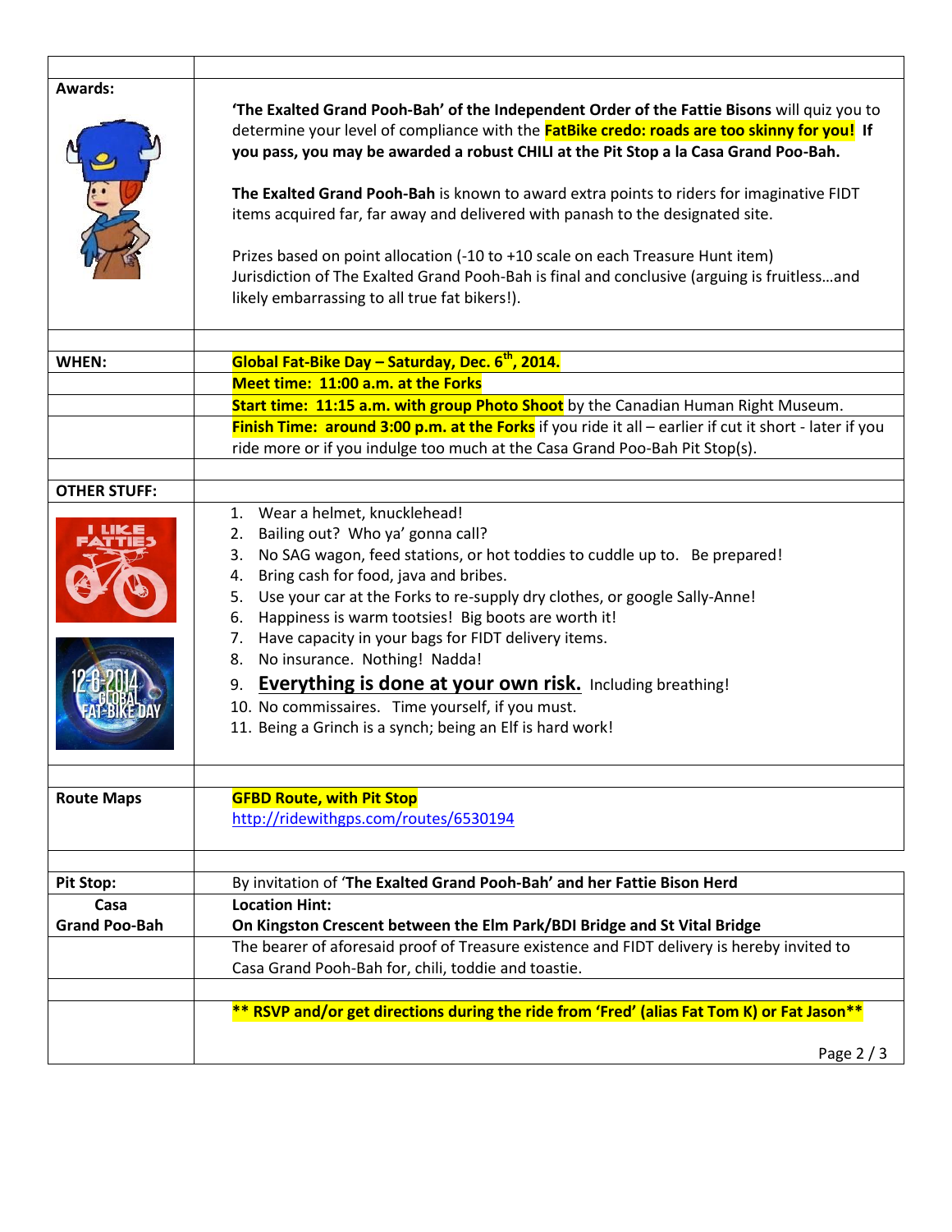| | |
|---|---|
| **Awards:** | **'The Exalted Grand Pooh-Bah' of the Independent Order of the Fattie Bisons** will quiz you to determine your level of compliance with the **FatBike credo: roads are too skinny for you! If you pass, you may be awarded a robust CHILI at the Pit Stop a la Casa Grand Poo-Bah.**<br><br>**The Exalted Grand Pooh-Bah** is known to award extra points to riders for imaginative FIDT items acquired far, far away and delivered with panash to the designated site.<br><br>Prizes based on point allocation (-10 to +10 scale on each Treasure Hunt item)<br>Jurisdiction of The Exalted Grand Pooh-Bah is final and conclusive (arguing is fruitless…and likely embarrassing to all true fat bikers!). |
| | |
| **WHEN:** | **Global Fat-Bike Day – Saturday, Dec. 6th, 2014.** |
| | **Meet time: 11:00 a.m. at the Forks** |
| | **Start time: 11:15 a.m. with group Photo Shoot** by the Canadian Human Right Museum. |
| | **Finish Time: around 3:00 p.m. at the Forks** if you ride it all – earlier if cut it short - later if you ride more or if you indulge too much at the Casa Grand Poo-Bah Pit Stop(s). |
| | |
| **OTHER STUFF:** | 1. Wear a helmet, knucklehead!<br>2. Bailing out? Who ya' gonna call?<br>3. No SAG wagon, feed stations, or hot toddies to cuddle up to. Be prepared!<br>4. Bring cash for food, java and bribes.<br>5. Use your car at the Forks to re-supply dry clothes, or google Sally-Anne!<br>6. Happiness is warm tootsies! Big boots are worth it!<br>7. Have capacity in your bags for FIDT delivery items.<br>8. No insurance. Nothing! Nada!<br>9. **Everything is done at your own risk.** Including breathing!<br>10. No commissaires. Time yourself, if you must.<br>11. Being a Grinch is a synch; being an Elf is hard work! |
| | |
| **Route Maps** | **GFBD Route, with Pit Stop**<br>http://ridewithgps.com/routes/6530194 |
| | |
| **Pit Stop:** | By invitation of '**The Exalted Grand Pooh-Bah' and her Fattie Bison Herd** |
| **Casa Grand Poo-Bah** | **Location Hint:**<br>**On Kingston Crescent between the Elm Park/BDI Bridge and St Vital Bridge** |
| | The bearer of aforesaid proof of Treasure existence and FIDT delivery is hereby invited to Casa Grand Pooh-Bah for, chili, toddie and toastie. |
| | |
| | **** RSVP and/or get directions during the ride from 'Fred' (alias Fat Tom K) or Fat Jason**** |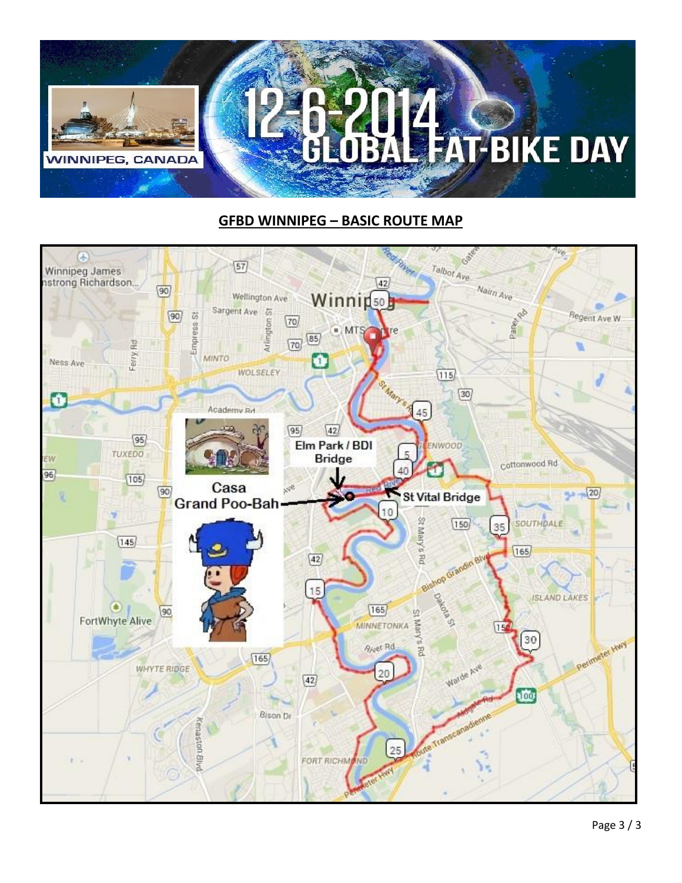## GFBD WINNIPEG – BASIC ROUTE MAP

Elm Park / BDI Bridge

Casa Grand Poo-Bah

St Vital Bridge